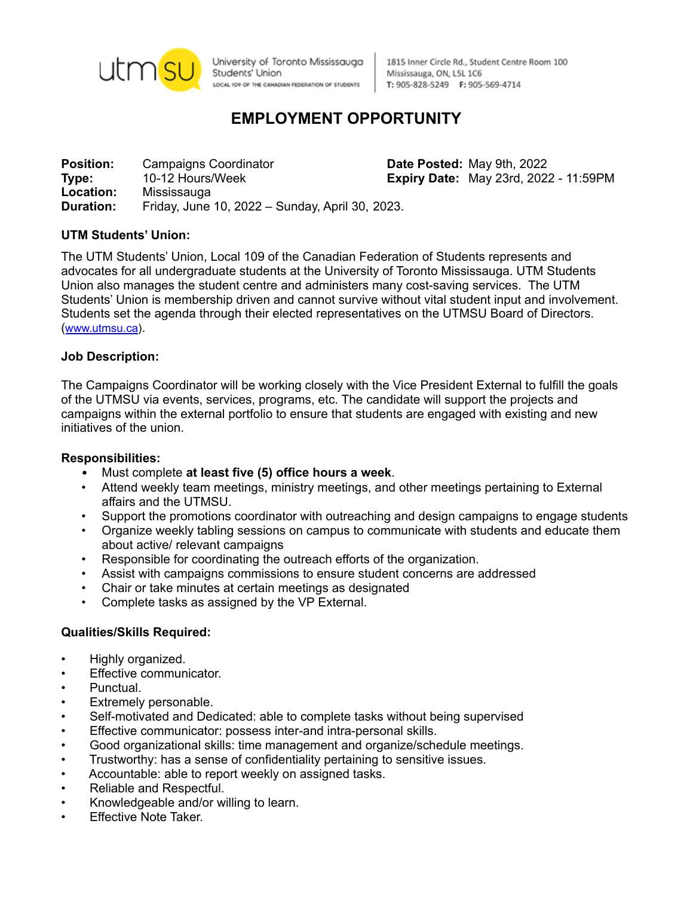University of Toronto Mississauga Students' Union
LOCAL 109 OF THE CANADIAN FEDERATION OF STUDENTS

1815 Inner Circle Rd., Student Centre Room 100
Mississauga, ON, L5L 1C6
T: 905-828-5249 F: 905-569-4714

# EMPLOYMENT OPPORTUNITY

**Position:** Campaigns Coordinator
**Type:** 10-12 Hours/Week
**Location:** Mississauga
**Duration:** Friday, June 10, 2022 – Sunday, April 30, 2023.

**Date Posted:** May 9th, 2022
**Expiry Date:** May 23rd, 2022 - 11:59PM

**UTM Students' Union:**

The UTM Students' Union, Local 109 of the Canadian Federation of Students represents and advocates for all undergraduate students at the University of Toronto Mississauga. UTM Students Union also manages the student centre and administers many cost-saving services. The UTM Students' Union is membership driven and cannot survive without vital student input and involvement. Students set the agenda through their elected representatives on the UTMSU Board of Directors. (www.utmsu.ca).

**Job Description:**

The Campaigns Coordinator will be working closely with the Vice President External to fulfill the goals of the UTMSU via events, services, programs, etc. The candidate will support the projects and campaigns within the external portfolio to ensure that students are engaged with existing and new initiatives of the union.

**Responsibilities:**

- Must complete **at least five (5) office hours a week**.
- Attend weekly team meetings, ministry meetings, and other meetings pertaining to External affairs and the UTMSU.
- Support the promotions coordinator with outreaching and design campaigns to engage students
- Organize weekly tabling sessions on campus to communicate with students and educate them about active/ relevant campaigns
- Responsible for coordinating the outreach efforts of the organization.
- Assist with campaigns commissions to ensure student concerns are addressed
- Chair or take minutes at certain meetings as designated
- Complete tasks as assigned by the VP External.

**Qualities/Skills Required:**

- Highly organized.
- Effective communicator.
- Punctual.
- Extremely personable.
- Self-motivated and Dedicated: able to complete tasks without being supervised
- Effective communicator: possess inter-and intra-personal skills.
- Good organizational skills: time management and organize/schedule meetings.
- Trustworthy: has a sense of confidentiality pertaining to sensitive issues.
- Accountable: able to report weekly on assigned tasks.
- Reliable and Respectful.
- Knowledgeable and/or willing to learn.
- Effective Note Taker.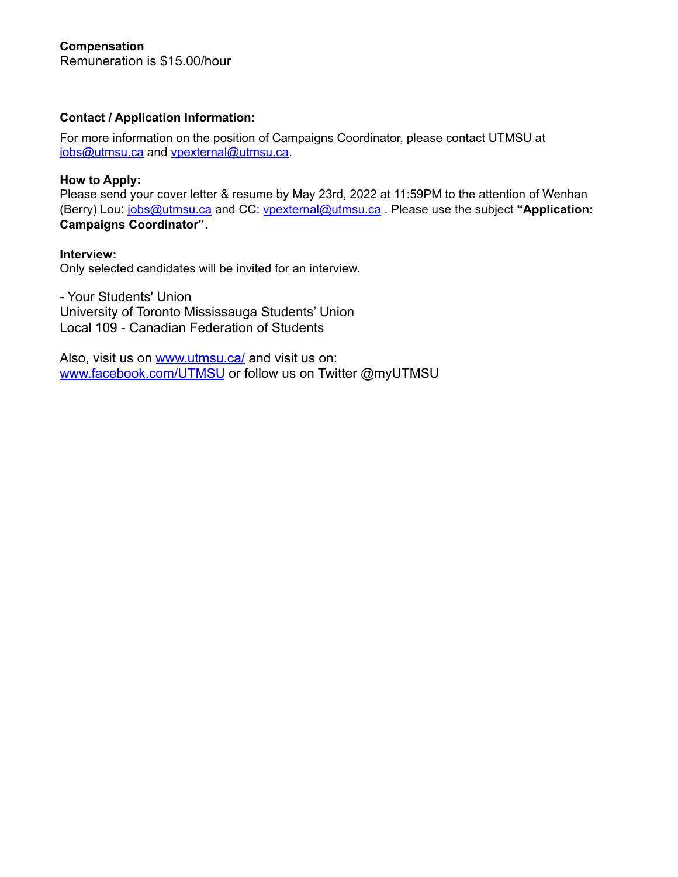**Compensation**
Remuneration is $15.00/hour

**Contact / Application Information:**

For more information on the position of Campaigns Coordinator, please contact UTMSU at jobs@utmsu.ca and vpexternal@utmsu.ca.

**How to Apply:**
Please send your cover letter & resume by May 23rd, 2022 at 11:59PM to the attention of Wenhan (Berry) Lou: jobs@utmsu.ca and CC: vpexternal@utmsu.ca . Please use the subject **"Application: Campaigns Coordinator"**.

**Interview:**
Only selected candidates will be invited for an interview.

- Your Students' Union
University of Toronto Mississauga Students' Union
Local 109 - Canadian Federation of Students

Also, visit us on www.utmsu.ca/ and visit us on:
www.facebook.com/UTMSU or follow us on Twitter @myUTMSU